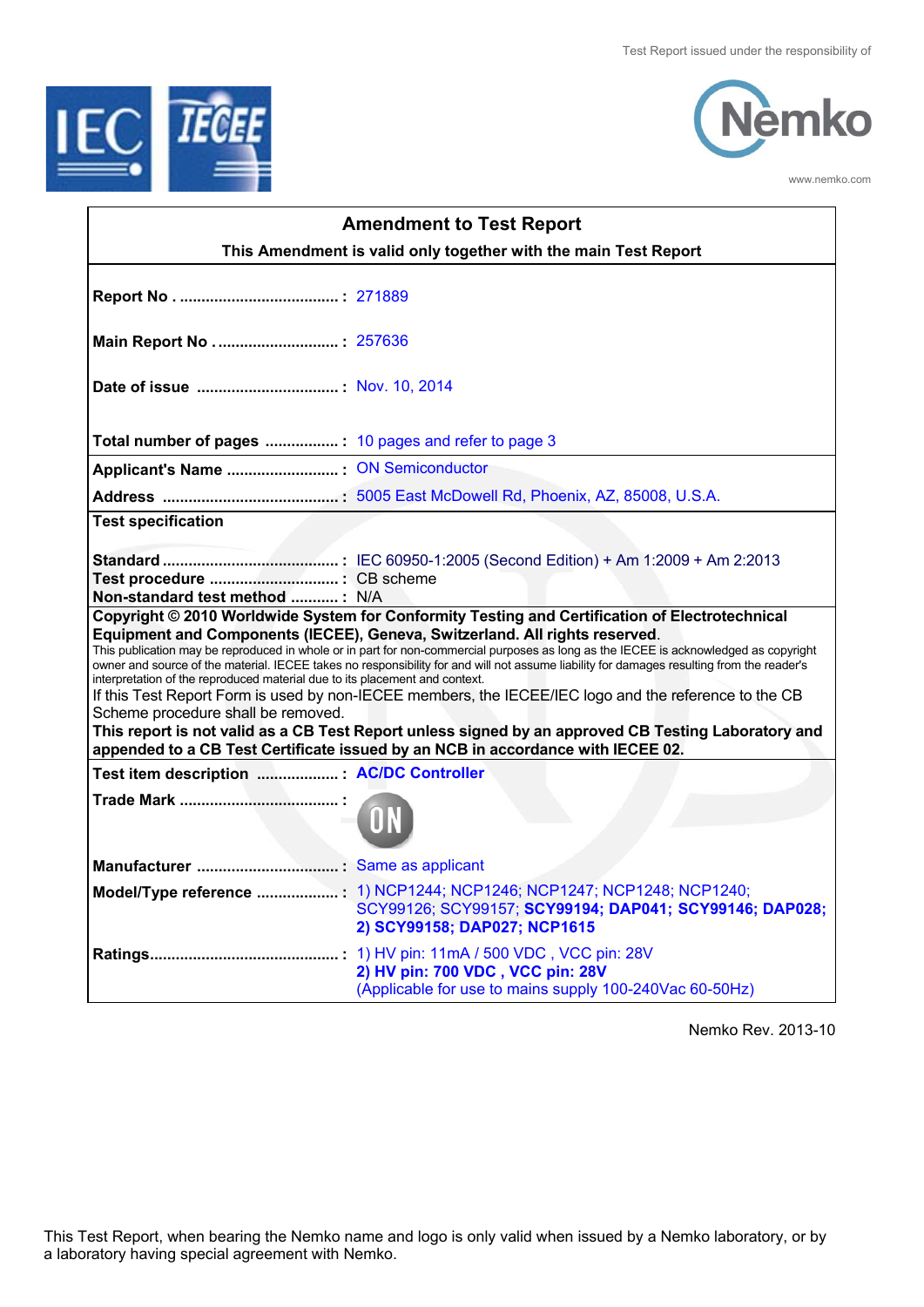Test Report issued under the responsibility of

www.nemko.com

## Amendment to Test Report

**This Amendment is valid only together with the main Test Report**

| | |
|---|---|
| **Report No** | 271889 |
| **Main Report No** | 257636 |
| **Date of issue** | Nov. 10, 2014 |
| **Total number of pages** | 10 pages and refer to page 3 |
| **Applicant's Name** | ON Semiconductor |
| **Address** | 5005 East McDowell Rd, Phoenix, AZ, 85008, U.S.A. |

**Test specification**

| | |
|---|---|
| **Standard** | IEC 60950-1:2005 (Second Edition) + Am 1:2009 + Am 2:2013 |
| **Test procedure** | CB scheme |
| **Non-standard test method** | N/A |

**Copyright © 2010 Worldwide System for Conformity Testing and Certification of Electrotechnical Equipment and Components (IECEE), Geneva, Switzerland. All rights reserved.**

This publication may be reproduced in whole or in part for non-commercial purposes as long as the IECEE is acknowledged as copyright owner and source of the material. IECEE takes no responsibility for and will not assume liability for damages resulting from the reader's interpretation of the reproduced material due to its placement and context.

If this Test Report Form is used by non-IECEE members, the IECEE/IEC logo and the reference to the CB Scheme procedure shall be removed.

**This report is not valid as a CB Test Report unless signed by an approved CB Testing Laboratory and appended to a CB Test Certificate issued by an NCB in accordance with IECEE 02.**

| | |
|---|---|
| **Test item description** | **AC/DC Controller** |
| **Trade Mark** | ON |
| **Manufacturer** | Same as applicant |
| **Model/Type reference** | 1) NCP1244; NCP1246; NCP1247; NCP1248; NCP1240; SCY99126; SCY99157; **SCY99194; DAP041; SCY99146; DAP028;** **2) SCY99158; DAP027; NCP1615** |
| **Ratings** | 1) HV pin: 11mA / 500 VDC , VCC pin: 28V **2) HV pin: 700 VDC , VCC pin: 28V** (Applicable for use to mains supply 100-240Vac 60-50Hz) |

Nemko Rev. 2013-10

This Test Report, when bearing the Nemko name and logo is only valid when issued by a Nemko laboratory, or by a laboratory having special agreement with Nemko.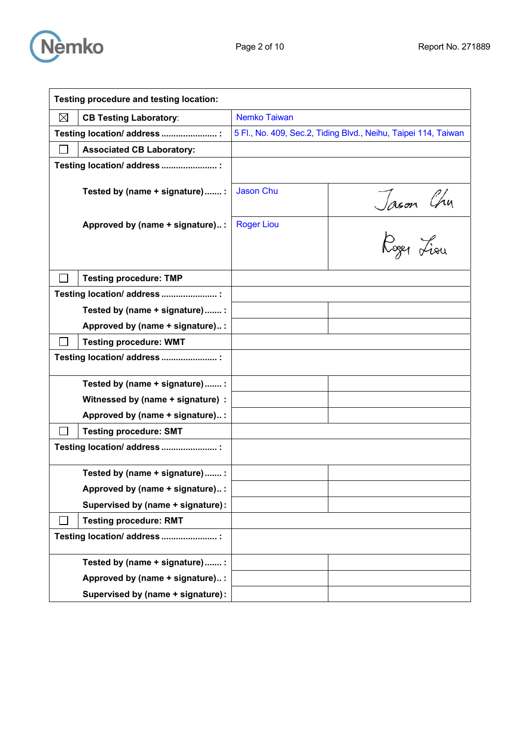| Testing procedure and testing location: | | | |
|---|---|---|---|
| ☒ | CB Testing Laboratory: | Nemko Taiwan | |
| Testing location/ address ...................... : | | 5 Fl., No. 409, Sec.2, Tiding Blvd., Neihu, Taipei 114, Taiwan | |
| ☐ | Associated CB Laboratory: | | |
| Testing location/ address ...................... : | | | |
| | Tested by (name + signature) ....... : | Jason Chu | Jason Chu |
| | Approved by (name + signature).. : | Roger Liou | Roger Liou |
| ☐ | Testing procedure: TMP | | |
| Testing location/ address ...................... : | | | |
| | Tested by (name + signature) ....... : | | |
| | Approved by (name + signature).. : | | |
| ☐ | Testing procedure: WMT | | |
| Testing location/ address ...................... : | | | |
| | Tested by (name + signature) ....... : | | |
| | Witnessed by (name + signature) : | | |
| | Approved by (name + signature).. : | | |
| ☐ | Testing procedure: SMT | | |
| Testing location/ address ...................... : | | | |
| | Tested by (name + signature) ....... : | | |
| | Approved by (name + signature).. : | | |
| | Supervised by (name + signature) : | | |
| ☐ | Testing procedure: RMT | | |
| Testing location/ address ...................... : | | | |
| | Tested by (name + signature) ....... : | | |
| | Approved by (name + signature).. : | | |
| | Supervised by (name + signature) : | | |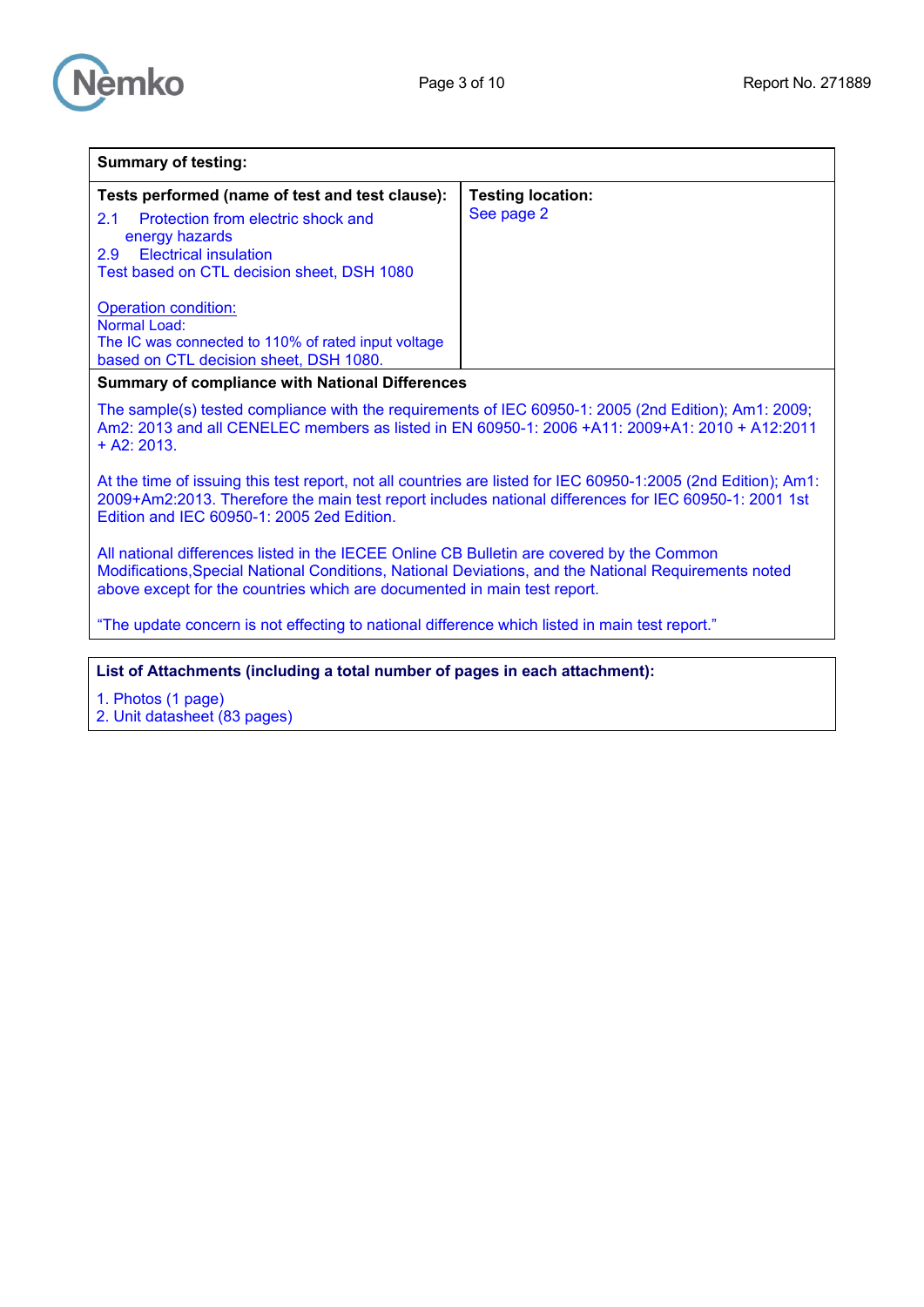| Summary of testing: | |
|---|---|
| **Tests performed (name of test and test clause):**<br>2.1 Protection from electric shock and energy hazards<br>2.9 Electrical insulation<br>Test based on CTL decision sheet, DSH 1080<br><br>Operation condition:<br>Normal Load:<br>The IC was connected to 110% of rated input voltage based on CTL decision sheet, DSH 1080. | **Testing location:**<br>See page 2 |

**Summary of compliance with National Differences**

The sample(s) tested compliance with the requirements of IEC 60950-1: 2005 (2nd Edition); Am1: 2009; Am2: 2013 and all CENELEC members as listed in EN 60950-1: 2006 +A11: 2009+A1: 2010 + A12:2011 + A2: 2013.

At the time of issuing this test report, not all countries are listed for IEC 60950-1:2005 (2nd Edition); Am1: 2009+Am2:2013. Therefore the main test report includes national differences for IEC 60950-1: 2001 1st Edition and IEC 60950-1: 2005 2ed Edition.

All national differences listed in the IECEE Online CB Bulletin are covered by the Common Modifications,Special National Conditions, National Deviations, and the National Requirements noted above except for the countries which are documented in main test report.

"The update concern is not effecting to national difference which listed in main test report."

**List of Attachments (including a total number of pages in each attachment):**

1. Photos (1 page)
2. Unit datasheet (83 pages)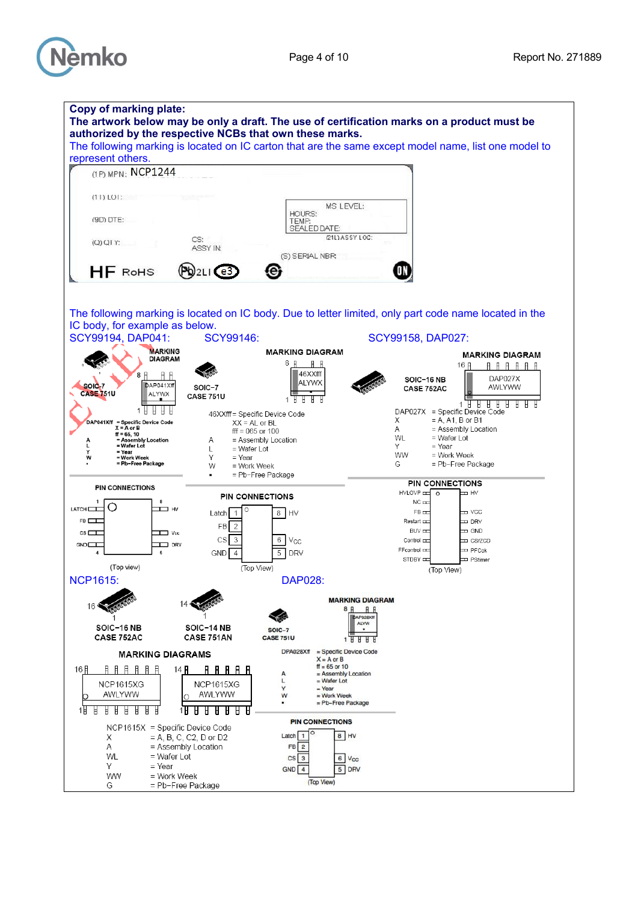**Copy of marking plate:**

**The artwork below may be only a draft. The use of certification marks on a product must be authorized by the respective NCBs that own these marks.**

The following marking is located on IC carton that are the same except model name, list one model to represent others.

(1P) MPN: NCP1244

(1T) LOT:

(9D) DTE:

(Q) QTY:

CS:
ASSY IN:

MS LEVEL:
HOURS:
TEMP:
SEALED DATE:

(21L) ASSY LOC:

(S) SERIAL NBR:

HF RoHS Pb 2LI e3

The following marking is located on IC body. Due to letter limited, only part code name located in the IC body, for example as below.

**SCY99194, DAP041:**

MARKING DIAGRAM

SOIC-7
CASE 751U

DAP041Xff
ALYWX

DAP041Xff = Specific Device Code
X = A or B
ff = 65, 10
A = Assembly Location
L = Wafer Lot
Y = Year
W = Work Week
▪ = Pb-Free Package

PIN CONNECTIONS

LATCH 1, FB, CS, GND 4 | 8 HV, Vcc, 6 DRV

(Top view)

**SCY99146:**

MARKING DIAGRAM

SOIC-7
CASE 751U

46XXfff
ALYWX

46XXfff = Specific Device Code
XX = AL or BL
fff = 065 or 100
A = Assembly Location
L = Wafer Lot
Y = Year
W = Work Week
▪ = Pb-Free Package

PIN CONNECTIONS

Latch 1, FB 2, CS 3, GND 4 | 8 HV, 6 VCC, 5 DRV

(Top View)

**SCY99158, DAP027:**

MARKING DIAGRAM

SOIC-16 NB
CASE 752AC

DAP027X
AWLYWW

DAP027X = Specific Device Code
X = A, A1, B or B1
A = Assembly Location
WL = Wafer Lot
Y = Year
WW = Work Week
G = Pb-Free Package

PIN CONNECTIONS

HVLOVP, NC, FB, Restart, BUV, Control, FFcontrol, STDBY | HV, VCC, DRV, GND, CS/ZCD, PFCok, PStimer

(Top View)

**NCP1615:**

SOIC-16 NB
CASE 752AC

SOIC-14 NB
CASE 751AN

MARKING DIAGRAMS

NCP1615XG
AWLYWW

NCP1615XG
AWLYWW

NCP1615X = Specific Device Code
X = A, B, C, C2, D or D2
A = Assembly Location
WL = Wafer Lot
Y = Year
WW = Work Week
G = Pb-Free Package

**DAP028:**

SOIC-7
CASE 751U

MARKING DIAGRAM

DAP028Xff
ALYW

DAP028Xff = Specific Device Code
X = A or B
ff = 65 or 10
A = Assembly Location
L = Wafer Lot
Y = Year
W = Work Week
▪ = Pb-Free Package

PIN CONNECTIONS

Latch 1, FB 2, CS 3, GND 4 | 8 HV, 6 Vcc, 5 DRV

(Top View)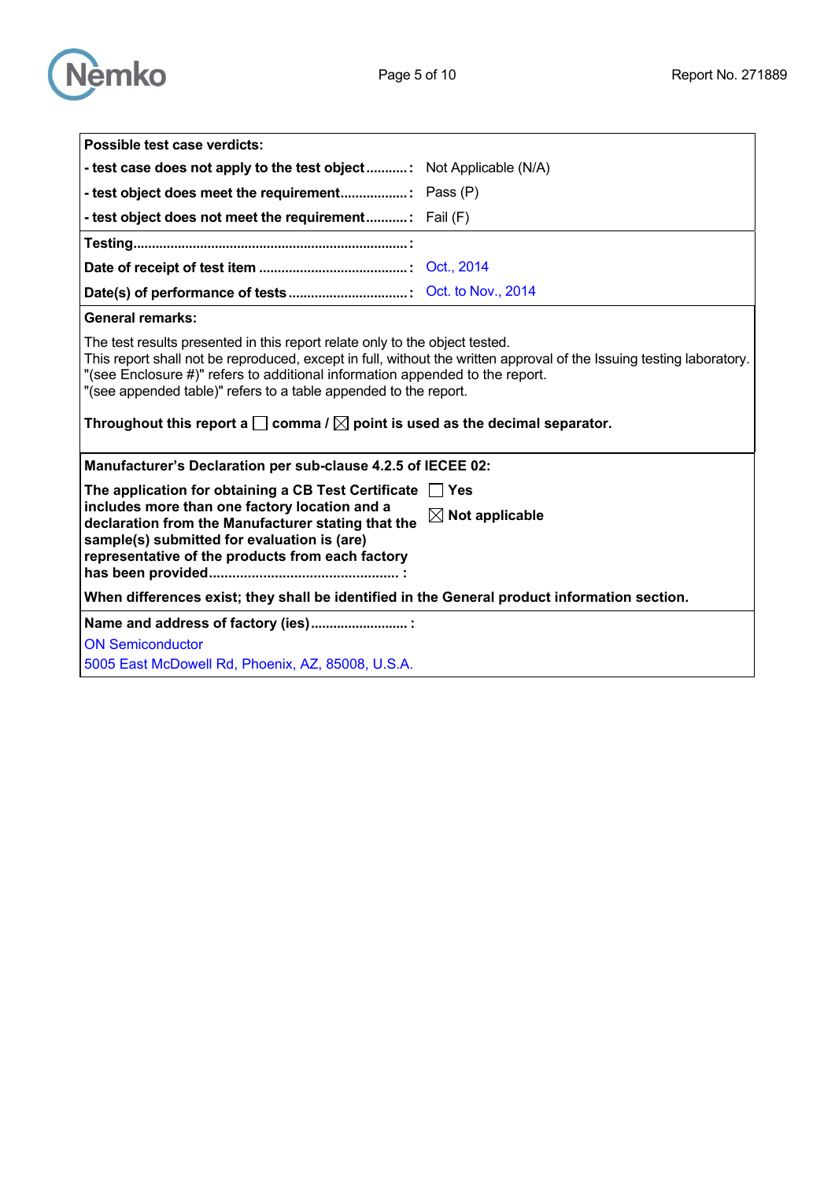| Possible test case verdicts: | |
|---|---|
| **- test case does not apply to the test object**.......... : | Not Applicable (N/A) |
| **- test object does meet the requirement**.................. : | Pass (P) |
| **- test object does not meet the requirement**.......... : | Fail (F) |
| **Testing**......................................................................... : | |
| **Date of receipt of test item** ....................................... : | Oct., 2014 |
| **Date(s) of performance of tests** ............................... : | Oct. to Nov., 2014 |

**General remarks:**

The test results presented in this report relate only to the object tested.
This report shall not be reproduced, except in full, without the written approval of the Issuing testing laboratory.
"(see Enclosure #)" refers to additional information appended to the report.
"(see appended table)" refers to a table appended to the report.

**Throughout this report a ☐ comma / ☒ point is used as the decimal separator.**

**Manufacturer's Declaration per sub-clause 4.2.5 of IECEE 02:**

| **The application for obtaining a CB Test Certificate includes more than one factory location and a declaration from the Manufacturer stating that the sample(s) submitted for evaluation is (are) representative of the products from each factory has been provided**................................................ : | ☐ **Yes**<br>☒ **Not applicable** |
|---|---|

**When differences exist; they shall be identified in the General product information section.**

**Name and address of factory (ies)**......................... :

ON Semiconductor
5005 East McDowell Rd, Phoenix, AZ, 85008, U.S.A.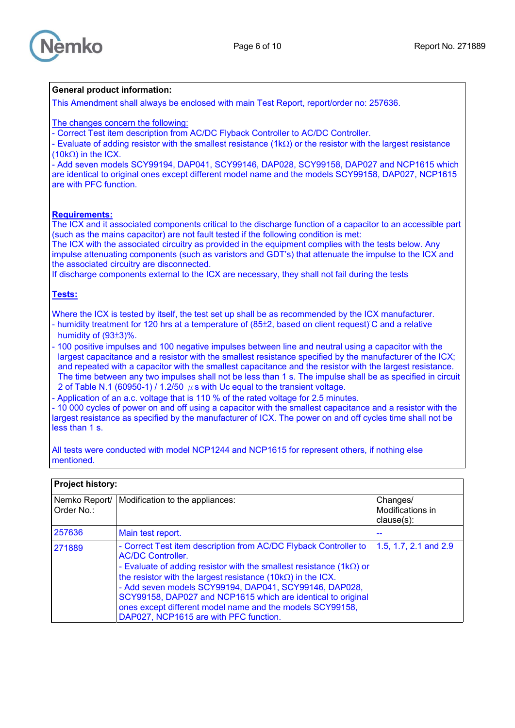**General product information:**

This Amendment shall always be enclosed with main Test Report, report/order no: 257636.

The changes concern the following:

- Correct Test item description from AC/DC Flyback Controller to AC/DC Controller.
- Evaluate of adding resistor with the smallest resistance (1kΩ) or the resistor with the largest resistance (10kΩ) in the ICX.
- Add seven models SCY99194, DAP041, SCY99146, DAP028, SCY99158, DAP027 and NCP1615 which are identical to original ones except different model name and the models SCY99158, DAP027, NCP1615 are with PFC function.

**Requirements:**

The ICX and it associated components critical to the discharge function of a capacitor to an accessible part (such as the mains capacitor) are not fault tested if the following condition is met:
The ICX with the associated circuitry as provided in the equipment complies with the tests below. Any impulse attenuating components (such as varistors and GDT's) that attenuate the impulse to the ICX and the associated circuitry are disconnected.
If discharge components external to the ICX are necessary, they shall not fail during the tests

**Tests:**

Where the ICX is tested by itself, the test set up shall be as recommended by the ICX manufacturer.

- humidity treatment for 120 hrs at a temperature of (85±2, based on client request)°C and a relative humidity of (93±3)%.
- 100 positive impulses and 100 negative impulses between line and neutral using a capacitor with the largest capacitance and a resistor with the smallest resistance specified by the manufacturer of the ICX; and repeated with a capacitor with the smallest capacitance and the resistor with the largest resistance. The time between any two impulses shall not be less than 1 s. The impulse shall be as specified in circuit 2 of Table N.1 (60950-1) / 1.2/50 μs with Uc equal to the transient voltage.
- Application of an a.c. voltage that is 110 % of the rated voltage for 2.5 minutes.
- 10 000 cycles of power on and off using a capacitor with the smallest capacitance and a resistor with the largest resistance as specified by the manufacturer of ICX. The power on and off cycles time shall not be less than 1 s.

All tests were conducted with model NCP1244 and NCP1615 for represent others, if nothing else mentioned.

**Project history:**

| Nemko Report/ Order No.: | Modification to the appliances: | Changes/ Modifications in clause(s): |
|---|---|---|
| 257636 | Main test report. | -- |
| 271889 | - Correct Test item description from AC/DC Flyback Controller to AC/DC Controller.<br>- Evaluate of adding resistor with the smallest resistance (1kΩ) or the resistor with the largest resistance (10kΩ) in the ICX.<br>- Add seven models SCY99194, DAP041, SCY99146, DAP028, SCY99158, DAP027 and NCP1615 which are identical to original ones except different model name and the models SCY99158, DAP027, NCP1615 are with PFC function. | 1.5, 1.7, 2.1 and 2.9 |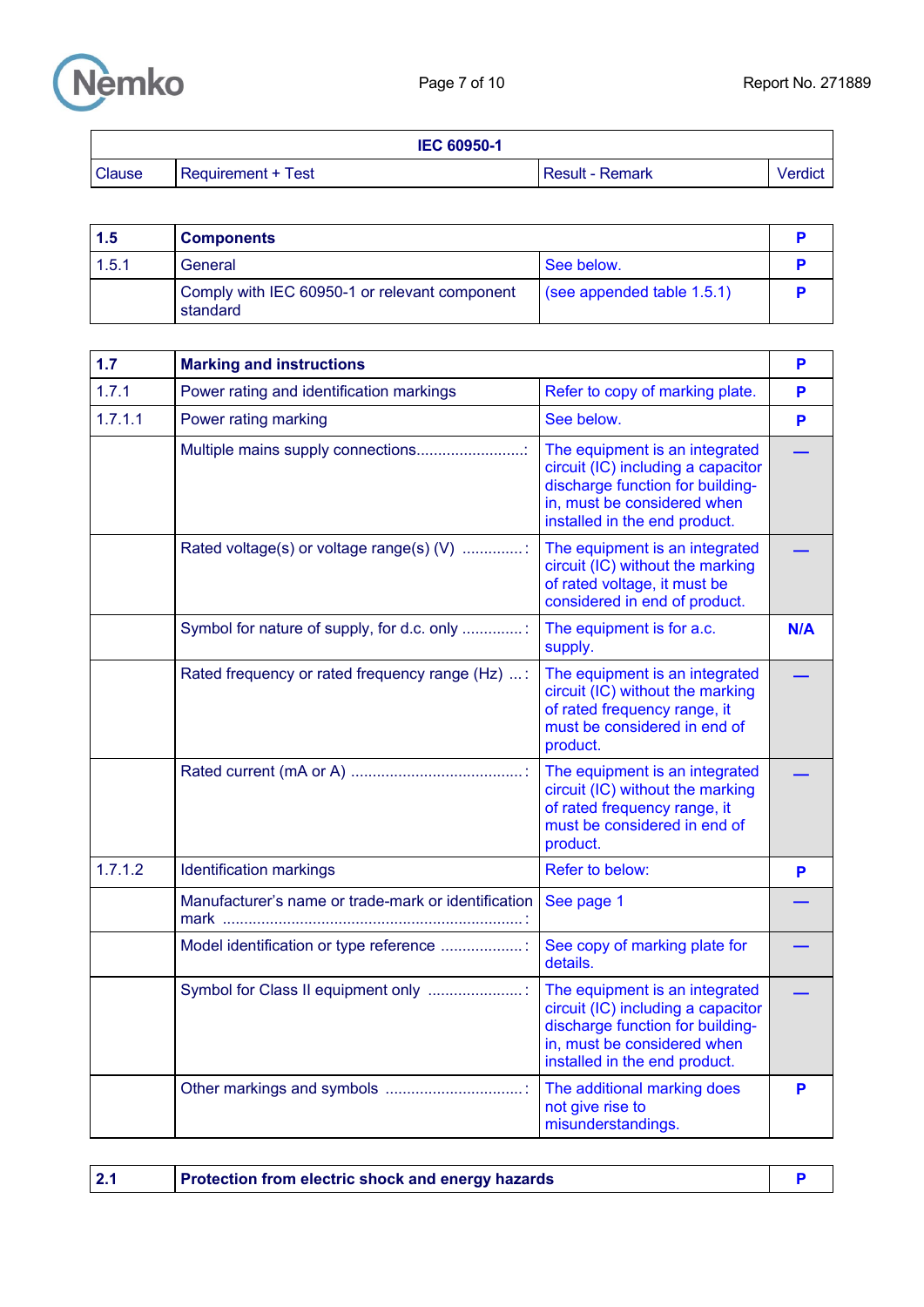| IEC 60950-1 | | | |
|---|---|---|---|
| Clause | Requirement + Test | Result - Remark | Verdict |

| 1.5 | **Components** | | P |
|---|---|---|---|
| 1.5.1 | General | See below. | P |
| | Comply with IEC 60950-1 or relevant component standard | (see appended table 1.5.1) | P |

| 1.7 | **Marking and instructions** | | P |
|---|---|---|---|
| 1.7.1 | Power rating and identification markings | Refer to copy of marking plate. | P |
| 1.7.1.1 | Power rating marking | See below. | P |
| | Multiple mains supply connections.........................: | The equipment is an integrated circuit (IC) including a capacitor discharge function for building-in, must be considered when installed in the end product. | — |
| | Rated voltage(s) or voltage range(s) (V) ..............: | The equipment is an integrated circuit (IC) without the marking of rated voltage, it must be considered in end of product. | — |
| | Symbol for nature of supply, for d.c. only ..............: | The equipment is for a.c. supply. | N/A |
| | Rated frequency or rated frequency range (Hz) ....: | The equipment is an integrated circuit (IC) without the marking of rated frequency range, it must be considered in end of product. | — |
| | Rated current (mA or A) ........................................: | The equipment is an integrated circuit (IC) without the marking of rated frequency range, it must be considered in end of product. | — |
| 1.7.1.2 | Identification markings | Refer to below: | P |
| | Manufacturer's name or trade-mark or identification mark ......................................................................: | See page 1 | — |
| | Model identification or type reference ...................: | See copy of marking plate for details. | — |
| | Symbol for Class II equipment only .......................: | The equipment is an integrated circuit (IC) including a capacitor discharge function for building-in, must be considered when installed in the end product. | — |
| | Other markings and symbols ................................: | The additional marking does not give rise to misunderstandings. | P |

| 2.1 | **Protection from electric shock and energy hazards** | | P |
|---|---|---|---|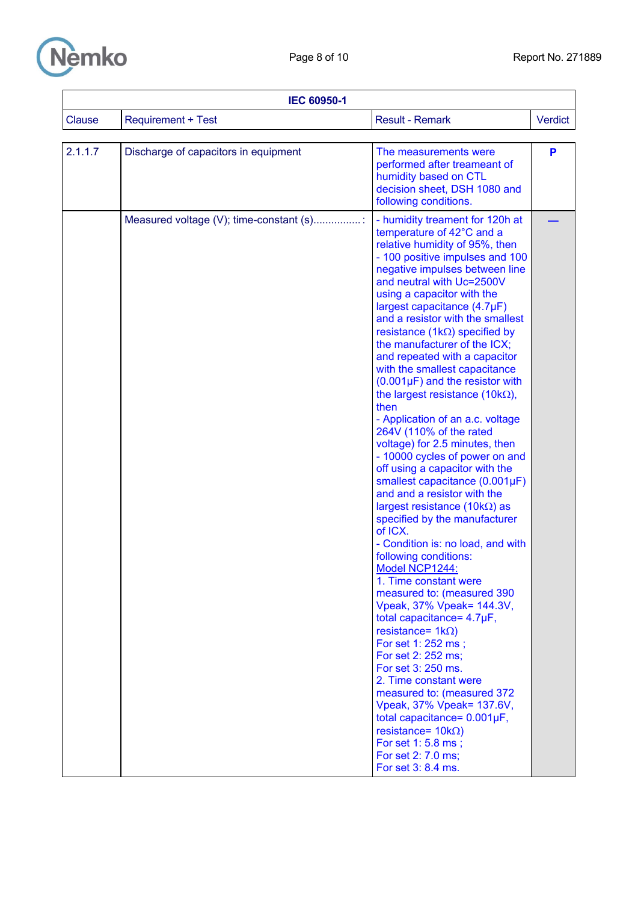| IEC 60950-1 | | | |
|---|---|---|---|
| Clause | Requirement + Test | Result - Remark | Verdict |
| 2.1.1.7 | Discharge of capacitors in equipment | The measurements were performed after treameant of humidity based on CTL decision sheet, DSH 1080 and following conditions. | P |
| | Measured voltage (V); time-constant (s)................: | - humidity treament for 120h at temperature of 42°C and a relative humidity of 95%, then<br>- 100 positive impulses and 100 negative impulses between line and neutral with Uc=2500V using a capacitor with the largest capacitance (4.7µF) and a resistor with the smallest resistance (1kΩ) specified by the manufacturer of the ICX; and repeated with a capacitor with the smallest capacitance (0.001µF) and the resistor with the largest resistance (10kΩ), then<br>- Application of an a.c. voltage 264V (110% of the rated voltage) for 2.5 minutes, then<br>- 10000 cycles of power on and off using a capacitor with the smallest capacitance (0.001µF) and and a resistor with the largest resistance (10kΩ) as specified by the manufacturer of ICX.<br>- Condition is: no load, and with following conditions:<br><u>Model NCP1244:</u><br>1. Time constant were measured to: (measured 390 Vpeak, 37% Vpeak= 144.3V, total capacitance= 4.7µF, resistance= 1kΩ)<br>For set 1: 252 ms ;<br>For set 2: 252 ms;<br>For set 3: 250 ms.<br>2. Time constant were measured to: (measured 372 Vpeak, 37% Vpeak= 137.6V, total capacitance= 0.001µF, resistance= 10kΩ)<br>For set 1: 5.8 ms ;<br>For set 2: 7.0 ms;<br>For set 3: 8.4 ms. | — |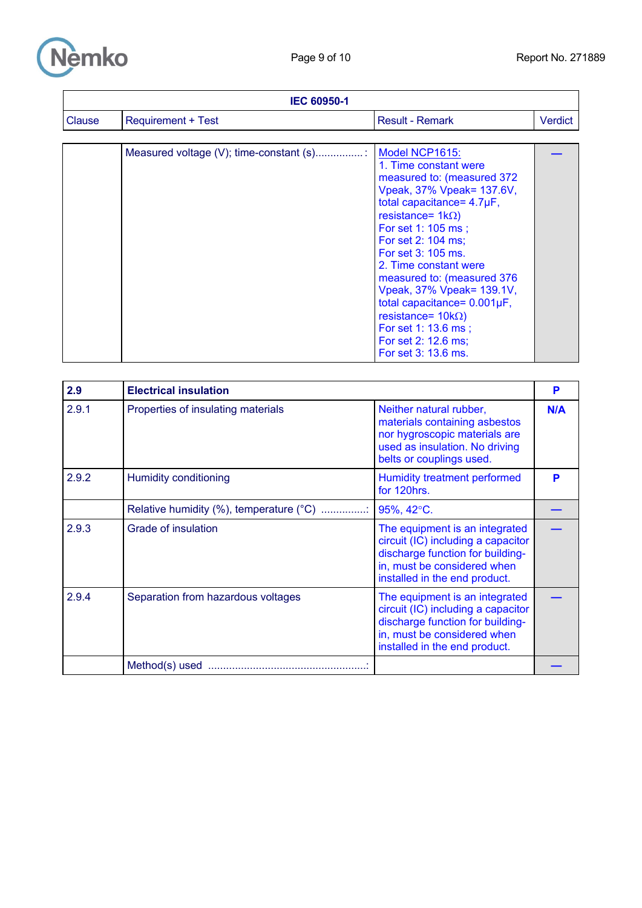| IEC 60950-1 | | | |
|---|---|---|---|
| Clause | Requirement + Test | Result - Remark | Verdict |
| | Measured voltage (V); time-constant (s)................: | Model NCP1615: 1. Time constant were measured to: (measured 372 Vpeak, 37% Vpeak= 137.6V, total capacitance= 4.7μF, resistance= 1kΩ) For set 1: 105 ms ; For set 2: 104 ms; For set 3: 105 ms. 2. Time constant were measured to: (measured 376 Vpeak, 37% Vpeak= 139.1V, total capacitance= 0.001μF, resistance= 10kΩ) For set 1: 13.6 ms ; For set 2: 12.6 ms; For set 3: 13.6 ms. | — |

| Clause | Requirement + Test | Result - Remark | Verdict |
|---|---|---|---|
| **2.9** | **Electrical insulation** | | **P** |
| 2.9.1 | Properties of insulating materials | Neither natural rubber, materials containing asbestos nor hygroscopic materials are used as insulation. No driving belts or couplings used. | N/A |
| 2.9.2 | Humidity conditioning | Humidity treatment performed for 120hrs. | P |
| | Relative humidity (%), temperature (°C) ...............: | 95%, 42°C. | — |
| 2.9.3 | Grade of insulation | The equipment is an integrated circuit (IC) including a capacitor discharge function for building-in, must be considered when installed in the end product. | — |
| 2.9.4 | Separation from hazardous voltages | The equipment is an integrated circuit (IC) including a capacitor discharge function for building-in, must be considered when installed in the end product. | — |
| | Method(s) used ....................................................: | | — |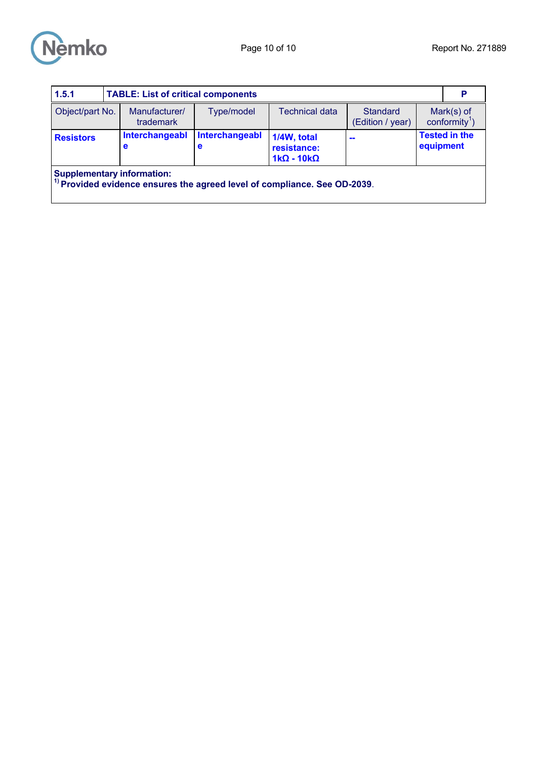| 1.5.1 | TABLE: List of critical components | | | | P |
|---|---|---|---|---|---|
| Object/part No. | Manufacturer/ trademark | Type/model | Technical data | Standard (Edition / year) | Mark(s) of conformity[1]) |
| **Resistors** | **Interchangeable** | **Interchangeable** | **1/4W, total resistance: 1kΩ - 10kΩ** | **--** | **Tested in the equipment** |

**Supplementary information:**
[1)] **Provided evidence ensures the agreed level of compliance. See OD-2039**.